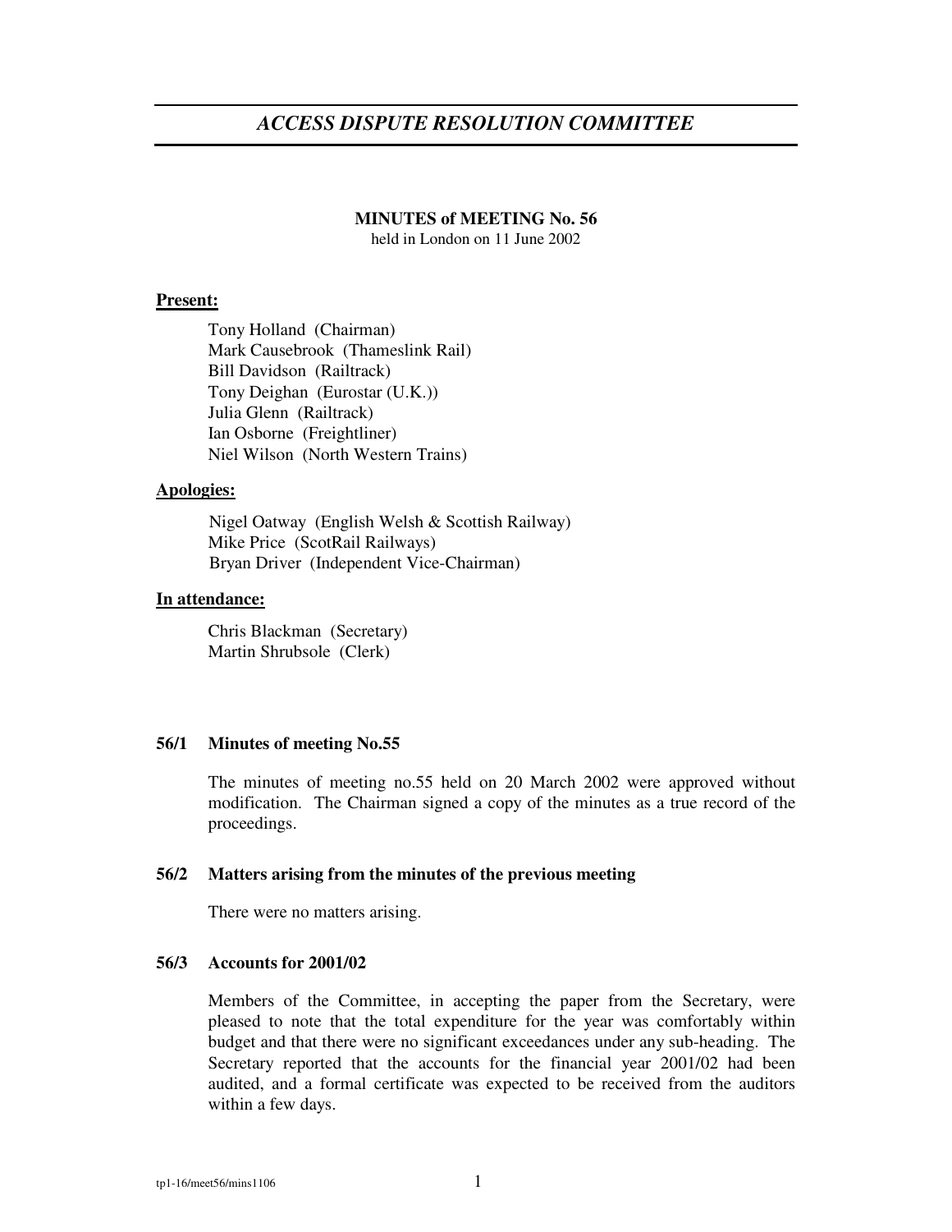# *ACCESS DISPUTE RESOLUTION COMMITTEE*

**MINUTES of MEETING No. 56**
held in London on 11 June 2002

**Present:**

Tony Holland (Chairman)
Mark Causebrook (Thameslink Rail)
Bill Davidson (Railtrack)
Tony Deighan (Eurostar (U.K.))
Julia Glenn (Railtrack)
Ian Osborne (Freightliner)
Niel Wilson (North Western Trains)

**Apologies:**

Nigel Oatway (English Welsh & Scottish Railway)
Mike Price (ScotRail Railways)
Bryan Driver (Independent Vice-Chairman)

**In attendance:**

Chris Blackman (Secretary)
Martin Shrubsole (Clerk)

### 56/1 Minutes of meeting No.55

The minutes of meeting no.55 held on 20 March 2002 were approved without modification. The Chairman signed a copy of the minutes as a true record of the proceedings.

### 56/2 Matters arising from the minutes of the previous meeting

There were no matters arising.

### 56/3 Accounts for 2001/02

Members of the Committee, in accepting the paper from the Secretary, were pleased to note that the total expenditure for the year was comfortably within budget and that there were no significant exceedances under any sub-heading. The Secretary reported that the accounts for the financial year 2001/02 had been audited, and a formal certificate was expected to be received from the auditors within a few days.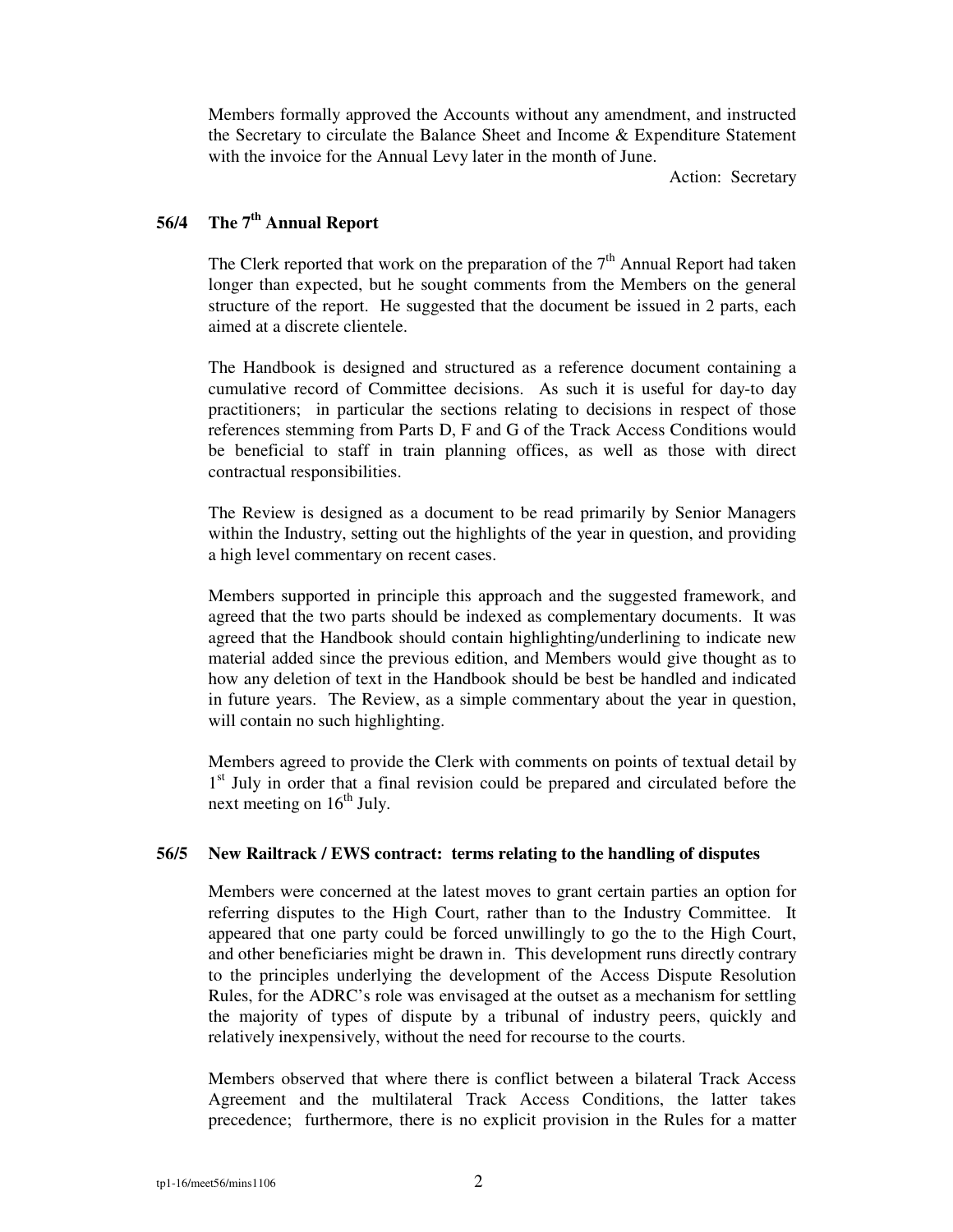Members formally approved the Accounts without any amendment, and instructed the Secretary to circulate the Balance Sheet and Income & Expenditure Statement with the invoice for the Annual Levy later in the month of June.

Action: Secretary

## 56/4 The 7th Annual Report

The Clerk reported that work on the preparation of the 7th Annual Report had taken longer than expected, but he sought comments from the Members on the general structure of the report. He suggested that the document be issued in 2 parts, each aimed at a discrete clientele.

The Handbook is designed and structured as a reference document containing a cumulative record of Committee decisions. As such it is useful for day-to day practitioners; in particular the sections relating to decisions in respect of those references stemming from Parts D, F and G of the Track Access Conditions would be beneficial to staff in train planning offices, as well as those with direct contractual responsibilities.

The Review is designed as a document to be read primarily by Senior Managers within the Industry, setting out the highlights of the year in question, and providing a high level commentary on recent cases.

Members supported in principle this approach and the suggested framework, and agreed that the two parts should be indexed as complementary documents. It was agreed that the Handbook should contain highlighting/underlining to indicate new material added since the previous edition, and Members would give thought as to how any deletion of text in the Handbook should be best be handled and indicated in future years. The Review, as a simple commentary about the year in question, will contain no such highlighting.

Members agreed to provide the Clerk with comments on points of textual detail by 1st July in order that a final revision could be prepared and circulated before the next meeting on 16th July.

## 56/5 New Railtrack / EWS contract: terms relating to the handling of disputes

Members were concerned at the latest moves to grant certain parties an option for referring disputes to the High Court, rather than to the Industry Committee. It appeared that one party could be forced unwillingly to go the to the High Court, and other beneficiaries might be drawn in. This development runs directly contrary to the principles underlying the development of the Access Dispute Resolution Rules, for the ADRC's role was envisaged at the outset as a mechanism for settling the majority of types of dispute by a tribunal of industry peers, quickly and relatively inexpensively, without the need for recourse to the courts.

Members observed that where there is conflict between a bilateral Track Access Agreement and the multilateral Track Access Conditions, the latter takes precedence; furthermore, there is no explicit provision in the Rules for a matter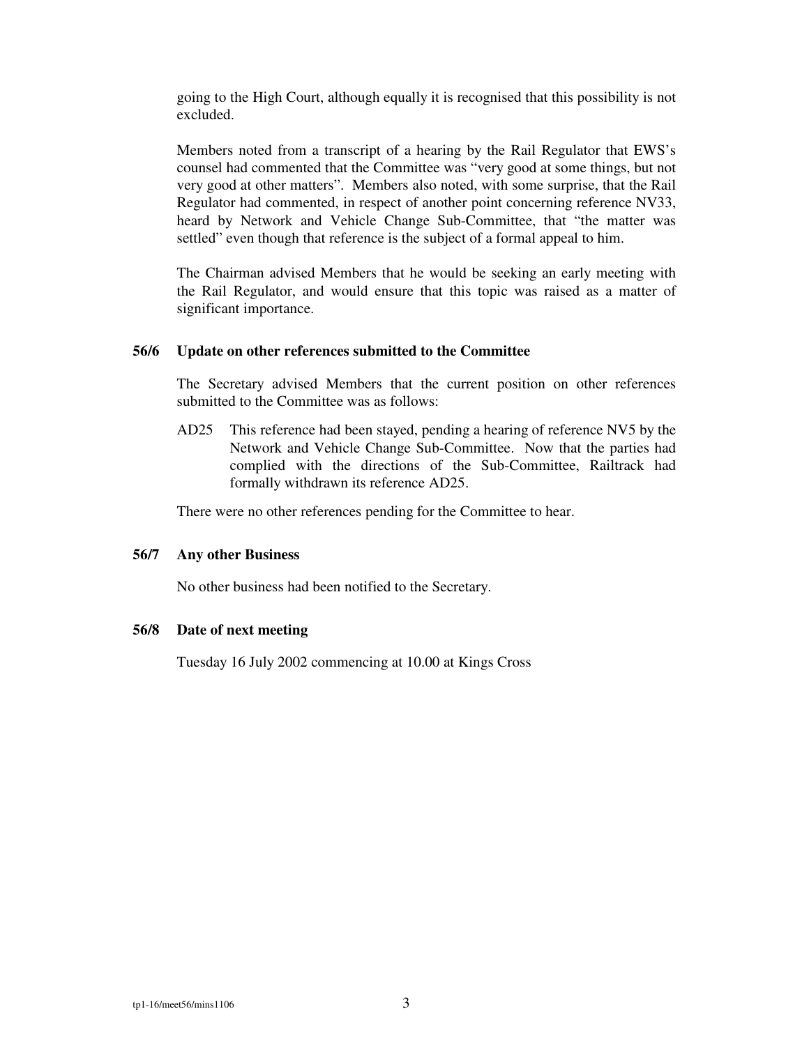going to the High Court, although equally it is recognised that this possibility is not excluded.

Members noted from a transcript of a hearing by the Rail Regulator that EWS's counsel had commented that the Committee was "very good at some things, but not very good at other matters". Members also noted, with some surprise, that the Rail Regulator had commented, in respect of another point concerning reference NV33, heard by Network and Vehicle Change Sub-Committee, that "the matter was settled" even though that reference is the subject of a formal appeal to him.

The Chairman advised Members that he would be seeking an early meeting with the Rail Regulator, and would ensure that this topic was raised as a matter of significant importance.

**56/6 Update on other references submitted to the Committee**

The Secretary advised Members that the current position on other references submitted to the Committee was as follows:

AD25 This reference had been stayed, pending a hearing of reference NV5 by the Network and Vehicle Change Sub-Committee. Now that the parties had complied with the directions of the Sub-Committee, Railtrack had formally withdrawn its reference AD25.

There were no other references pending for the Committee to hear.

**56/7 Any other Business**

No other business had been notified to the Secretary.

**56/8 Date of next meeting**

Tuesday 16 July 2002 commencing at 10.00 at Kings Cross